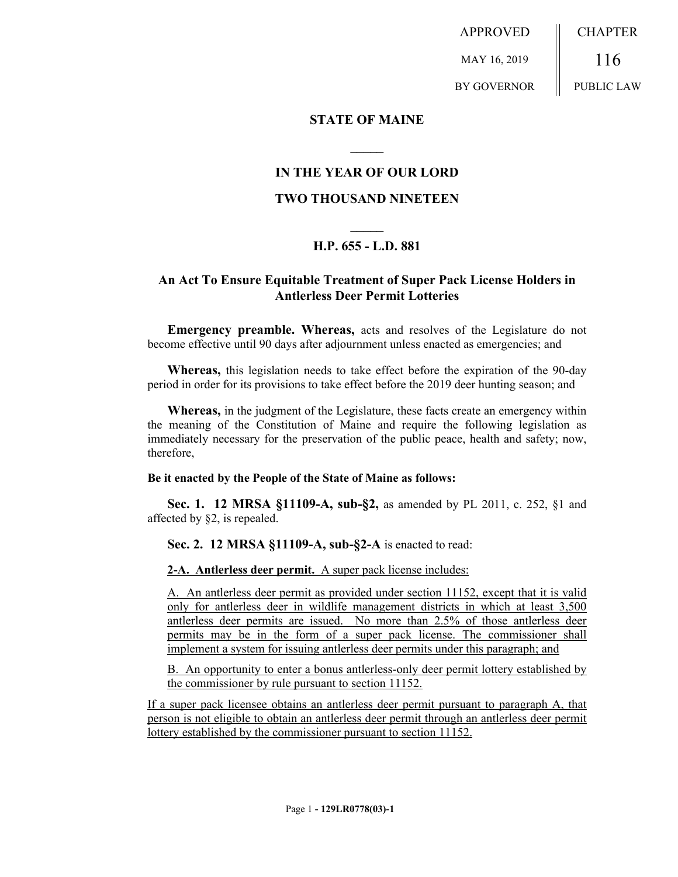APPROVED

MAY 16, 2019

BY GOVERNOR

CHAPTER

116

PUBLIC LAW

## STATE OF MAINE

## IN THE YEAR OF OUR LORD

## TWO THOUSAND NINETEEN

## H.P. 655 - L.D. 881

## An Act To Ensure Equitable Treatment of Super Pack License Holders in Antlerless Deer Permit Lotteries

**Emergency preamble. Whereas,** acts and resolves of the Legislature do not become effective until 90 days after adjournment unless enacted as emergencies; and

**Whereas,** this legislation needs to take effect before the expiration of the 90-day period in order for its provisions to take effect before the 2019 deer hunting season; and

**Whereas,** in the judgment of the Legislature, these facts create an emergency within the meaning of the Constitution of Maine and require the following legislation as immediately necessary for the preservation of the public peace, health and safety; now, therefore,

**Be it enacted by the People of the State of Maine as follows:**

**Sec. 1. 12 MRSA §11109-A, sub-§2,** as amended by PL 2011, c. 252, §1 and affected by §2, is repealed.

**Sec. 2. 12 MRSA §11109-A, sub-§2-A** is enacted to read:

**2-A. Antlerless deer permit.** A super pack license includes:

A. An antlerless deer permit as provided under section 11152, except that it is valid only for antlerless deer in wildlife management districts in which at least 3,500 antlerless deer permits are issued. No more than 2.5% of those antlerless deer permits may be in the form of a super pack license. The commissioner shall implement a system for issuing antlerless deer permits under this paragraph; and

B. An opportunity to enter a bonus antlerless-only deer permit lottery established by the commissioner by rule pursuant to section 11152.

If a super pack licensee obtains an antlerless deer permit pursuant to paragraph A, that person is not eligible to obtain an antlerless deer permit through an antlerless deer permit lottery established by the commissioner pursuant to section 11152.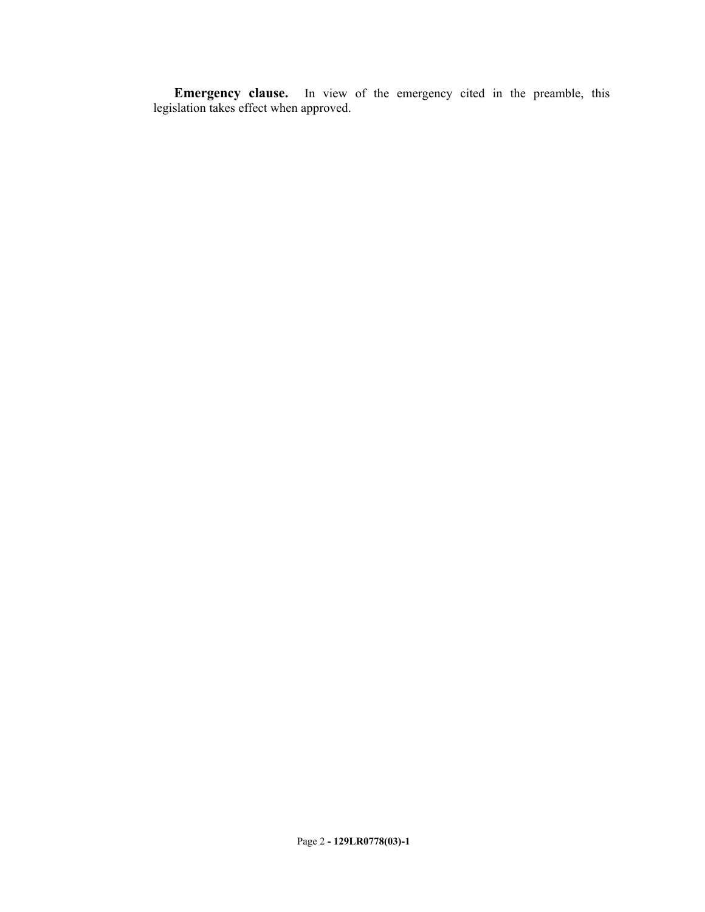**Emergency clause.** In view of the emergency cited in the preamble, this legislation takes effect when approved.